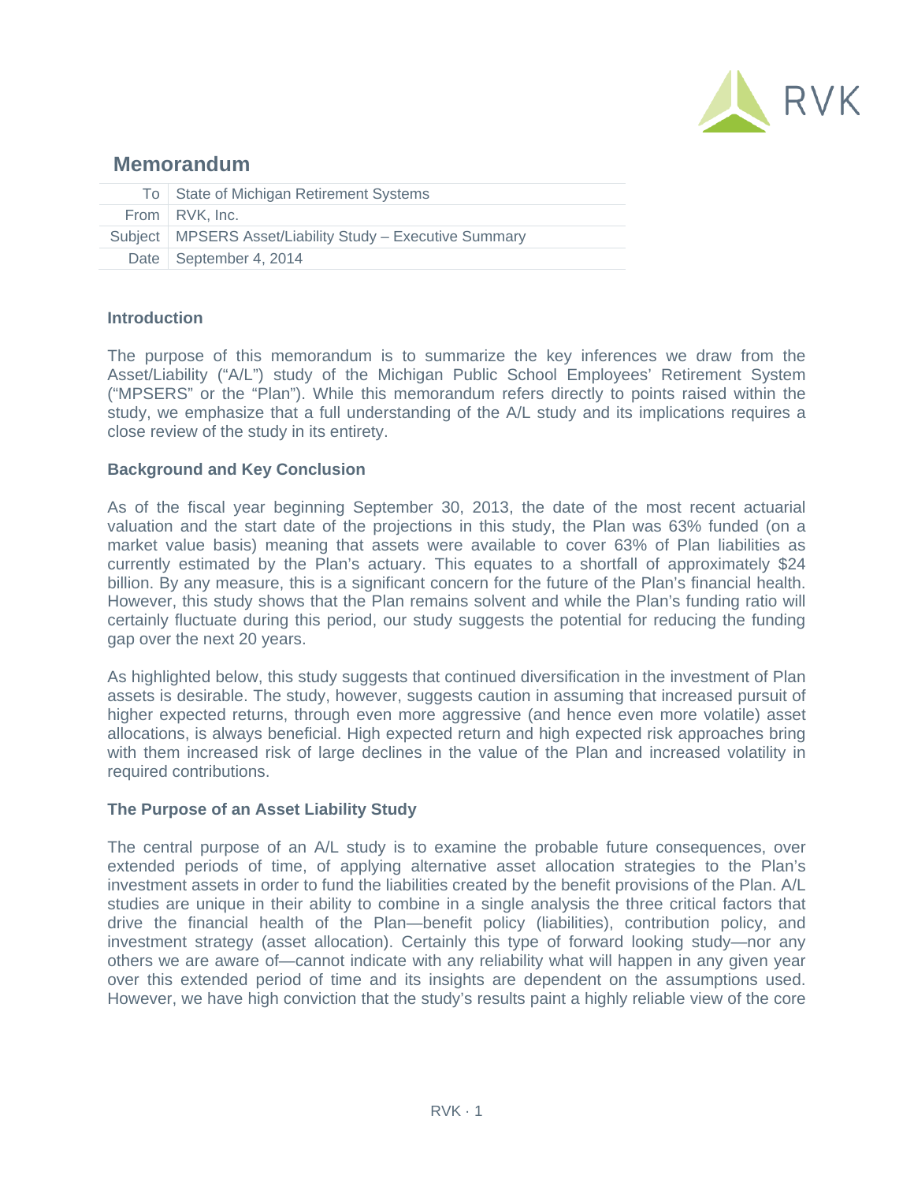# Memorandum

| To | State of Michigan Retirement Systems |
|---|---|
| From | RVK, Inc. |
| Subject | MPSERS Asset/Liability Study – Executive Summary |
| Date | September 4, 2014 |

**Introduction**

The purpose of this memorandum is to summarize the key inferences we draw from the Asset/Liability ("A/L") study of the Michigan Public School Employees' Retirement System ("MPSERS" or the "Plan"). While this memorandum refers directly to points raised within the study, we emphasize that a full understanding of the A/L study and its implications requires a close review of the study in its entirety.

**Background and Key Conclusion**

As of the fiscal year beginning September 30, 2013, the date of the most recent actuarial valuation and the start date of the projections in this study, the Plan was 63% funded (on a market value basis) meaning that assets were available to cover 63% of Plan liabilities as currently estimated by the Plan's actuary. This equates to a shortfall of approximately $24 billion. By any measure, this is a significant concern for the future of the Plan's financial health. However, this study shows that the Plan remains solvent and while the Plan's funding ratio will certainly fluctuate during this period, our study suggests the potential for reducing the funding gap over the next 20 years.

As highlighted below, this study suggests that continued diversification in the investment of Plan assets is desirable. The study, however, suggests caution in assuming that increased pursuit of higher expected returns, through even more aggressive (and hence even more volatile) asset allocations, is always beneficial. High expected return and high expected risk approaches bring with them increased risk of large declines in the value of the Plan and increased volatility in required contributions.

**The Purpose of an Asset Liability Study**

The central purpose of an A/L study is to examine the probable future consequences, over extended periods of time, of applying alternative asset allocation strategies to the Plan's investment assets in order to fund the liabilities created by the benefit provisions of the Plan. A/L studies are unique in their ability to combine in a single analysis the three critical factors that drive the financial health of the Plan—benefit policy (liabilities), contribution policy, and investment strategy (asset allocation). Certainly this type of forward looking study—nor any others we are aware of—cannot indicate with any reliability what will happen in any given year over this extended period of time and its insights are dependent on the assumptions used. However, we have high conviction that the study's results paint a highly reliable view of the core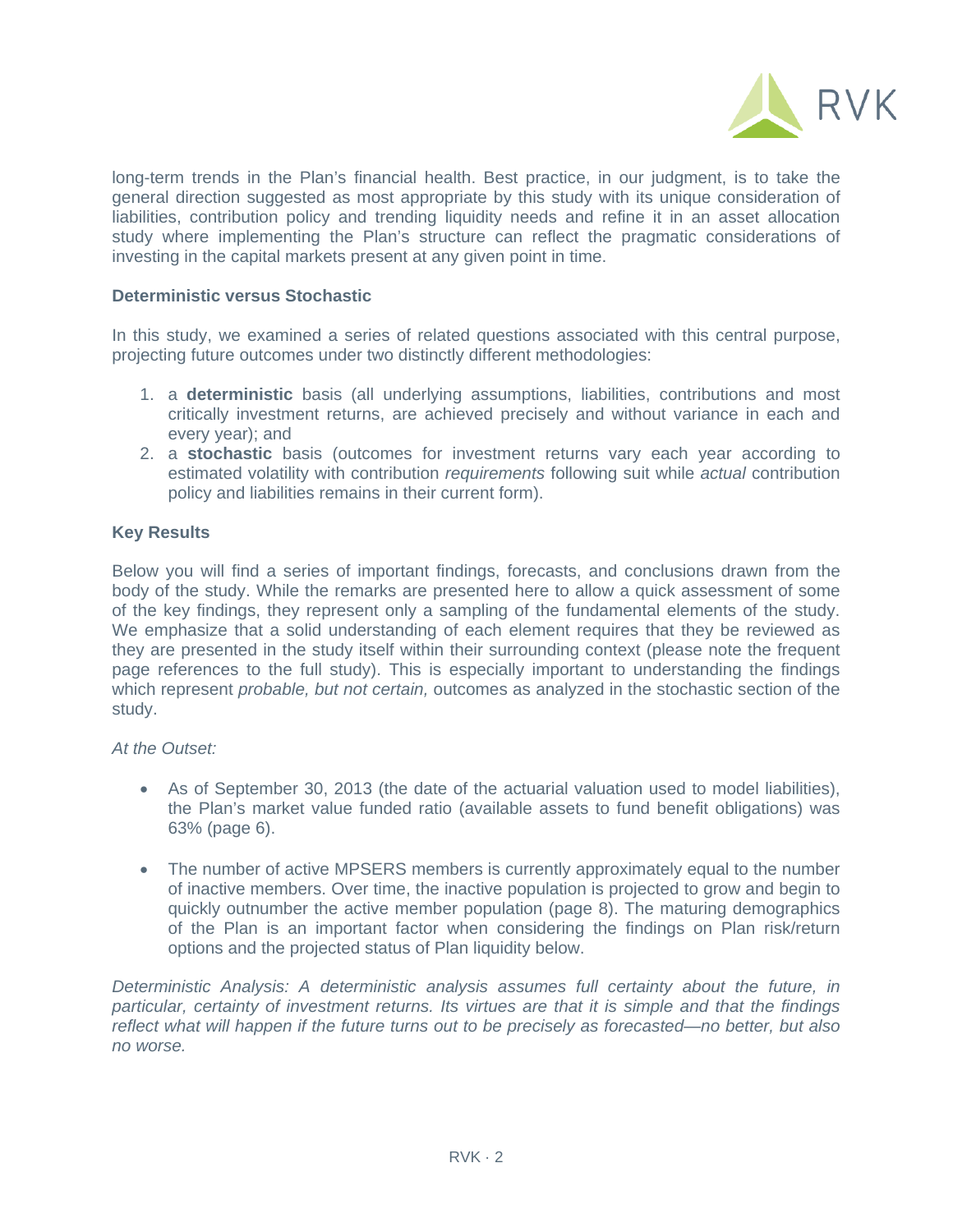long-term trends in the Plan's financial health. Best practice, in our judgment, is to take the general direction suggested as most appropriate by this study with its unique consideration of liabilities, contribution policy and trending liquidity needs and refine it in an asset allocation study where implementing the Plan's structure can reflect the pragmatic considerations of investing in the capital markets present at any given point in time.

**Deterministic versus Stochastic**

In this study, we examined a series of related questions associated with this central purpose, projecting future outcomes under two distinctly different methodologies:

1. a **deterministic** basis (all underlying assumptions, liabilities, contributions and most critically investment returns, are achieved precisely and without variance in each and every year); and
2. a **stochastic** basis (outcomes for investment returns vary each year according to estimated volatility with contribution *requirements* following suit while *actual* contribution policy and liabilities remains in their current form).

**Key Results**

Below you will find a series of important findings, forecasts, and conclusions drawn from the body of the study. While the remarks are presented here to allow a quick assessment of some of the key findings, they represent only a sampling of the fundamental elements of the study. We emphasize that a solid understanding of each element requires that they be reviewed as they are presented in the study itself within their surrounding context (please note the frequent page references to the full study). This is especially important to understanding the findings which represent *probable, but not certain,* outcomes as analyzed in the stochastic section of the study.

*At the Outset:*

- As of September 30, 2013 (the date of the actuarial valuation used to model liabilities), the Plan's market value funded ratio (available assets to fund benefit obligations) was 63% (page 6).

- The number of active MPSERS members is currently approximately equal to the number of inactive members. Over time, the inactive population is projected to grow and begin to quickly outnumber the active member population (page 8). The maturing demographics of the Plan is an important factor when considering the findings on Plan risk/return options and the projected status of Plan liquidity below.

*Deterministic Analysis: A deterministic analysis assumes full certainty about the future, in particular, certainty of investment returns. Its virtues are that it is simple and that the findings reflect what will happen if the future turns out to be precisely as forecasted—no better, but also no worse.*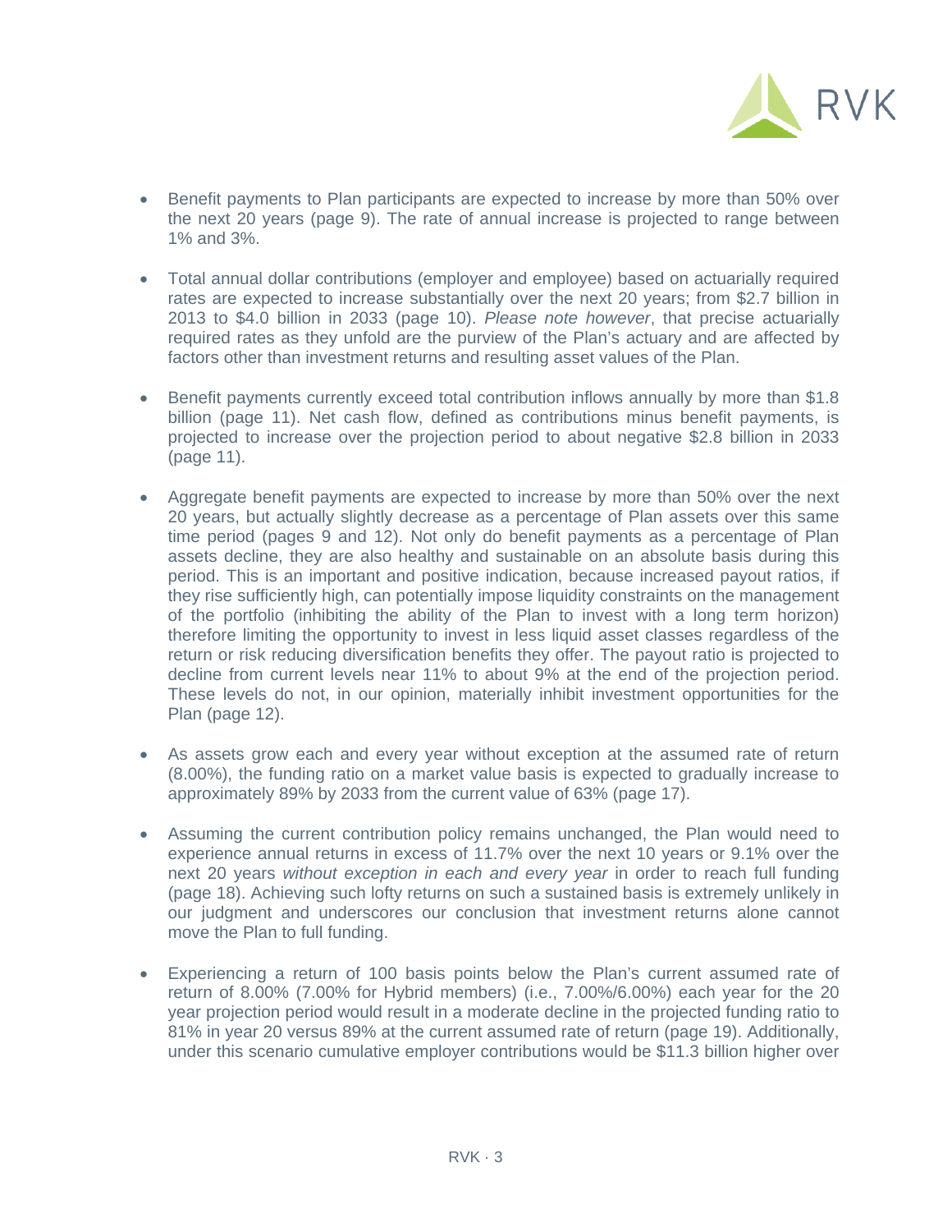- Benefit payments to Plan participants are expected to increase by more than 50% over the next 20 years (page 9). The rate of annual increase is projected to range between 1% and 3%.

- Total annual dollar contributions (employer and employee) based on actuarially required rates are expected to increase substantially over the next 20 years; from $2.7 billion in 2013 to $4.0 billion in 2033 (page 10). *Please note however*, that precise actuarially required rates as they unfold are the purview of the Plan's actuary and are affected by factors other than investment returns and resulting asset values of the Plan.

- Benefit payments currently exceed total contribution inflows annually by more than $1.8 billion (page 11). Net cash flow, defined as contributions minus benefit payments, is projected to increase over the projection period to about negative $2.8 billion in 2033 (page 11).

- Aggregate benefit payments are expected to increase by more than 50% over the next 20 years, but actually slightly decrease as a percentage of Plan assets over this same time period (pages 9 and 12). Not only do benefit payments as a percentage of Plan assets decline, they are also healthy and sustainable on an absolute basis during this period. This is an important and positive indication, because increased payout ratios, if they rise sufficiently high, can potentially impose liquidity constraints on the management of the portfolio (inhibiting the ability of the Plan to invest with a long term horizon) therefore limiting the opportunity to invest in less liquid asset classes regardless of the return or risk reducing diversification benefits they offer. The payout ratio is projected to decline from current levels near 11% to about 9% at the end of the projection period. These levels do not, in our opinion, materially inhibit investment opportunities for the Plan (page 12).

- As assets grow each and every year without exception at the assumed rate of return (8.00%), the funding ratio on a market value basis is expected to gradually increase to approximately 89% by 2033 from the current value of 63% (page 17).

- Assuming the current contribution policy remains unchanged, the Plan would need to experience annual returns in excess of 11.7% over the next 10 years or 9.1% over the next 20 years *without exception in each and every year* in order to reach full funding (page 18). Achieving such lofty returns on such a sustained basis is extremely unlikely in our judgment and underscores our conclusion that investment returns alone cannot move the Plan to full funding.

- Experiencing a return of 100 basis points below the Plan's current assumed rate of return of 8.00% (7.00% for Hybrid members) (i.e., 7.00%/6.00%) each year for the 20 year projection period would result in a moderate decline in the projected funding ratio to 81% in year 20 versus 89% at the current assumed rate of return (page 19). Additionally, under this scenario cumulative employer contributions would be $11.3 billion higher over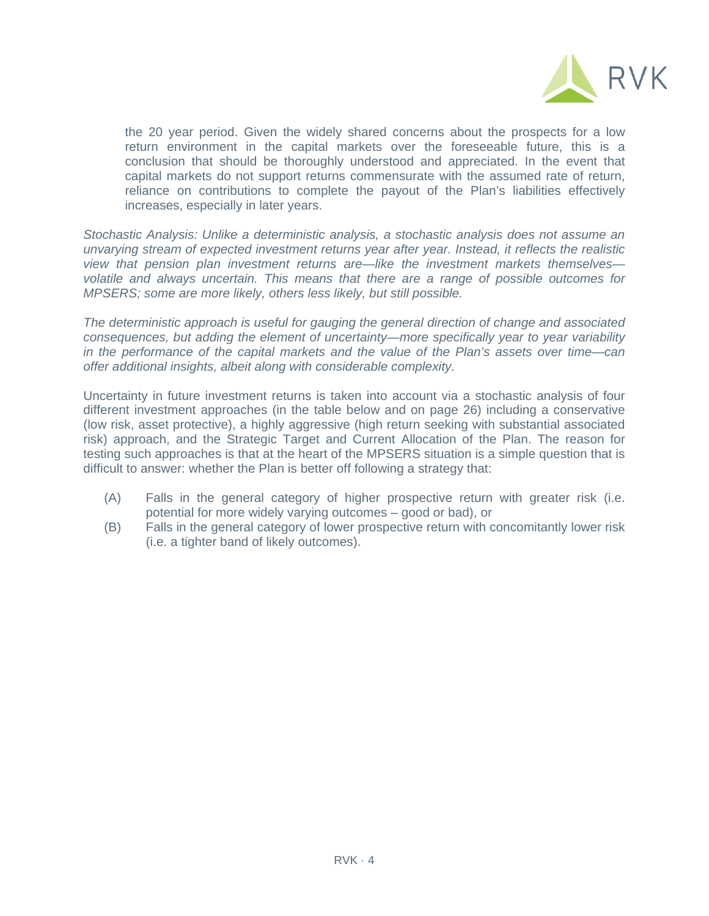the 20 year period. Given the widely shared concerns about the prospects for a low return environment in the capital markets over the foreseeable future, this is a conclusion that should be thoroughly understood and appreciated. In the event that capital markets do not support returns commensurate with the assumed rate of return, reliance on contributions to complete the payout of the Plan's liabilities effectively increases, especially in later years.

*Stochastic Analysis: Unlike a deterministic analysis, a stochastic analysis does not assume an unvarying stream of expected investment returns year after year. Instead, it reflects the realistic view that pension plan investment returns are—like the investment markets themselves—volatile and always uncertain. This means that there are a range of possible outcomes for MPSERS; some are more likely, others less likely, but still possible.*

*The deterministic approach is useful for gauging the general direction of change and associated consequences, but adding the element of uncertainty—more specifically year to year variability in the performance of the capital markets and the value of the Plan's assets over time—can offer additional insights, albeit along with considerable complexity.*

Uncertainty in future investment returns is taken into account via a stochastic analysis of four different investment approaches (in the table below and on page 26) including a conservative (low risk, asset protective), a highly aggressive (high return seeking with substantial associated risk) approach, and the Strategic Target and Current Allocation of the Plan. The reason for testing such approaches is that at the heart of the MPSERS situation is a simple question that is difficult to answer: whether the Plan is better off following a strategy that:

(A) Falls in the general category of higher prospective return with greater risk (i.e. potential for more widely varying outcomes – good or bad), or

(B) Falls in the general category of lower prospective return with concomitantly lower risk (i.e. a tighter band of likely outcomes).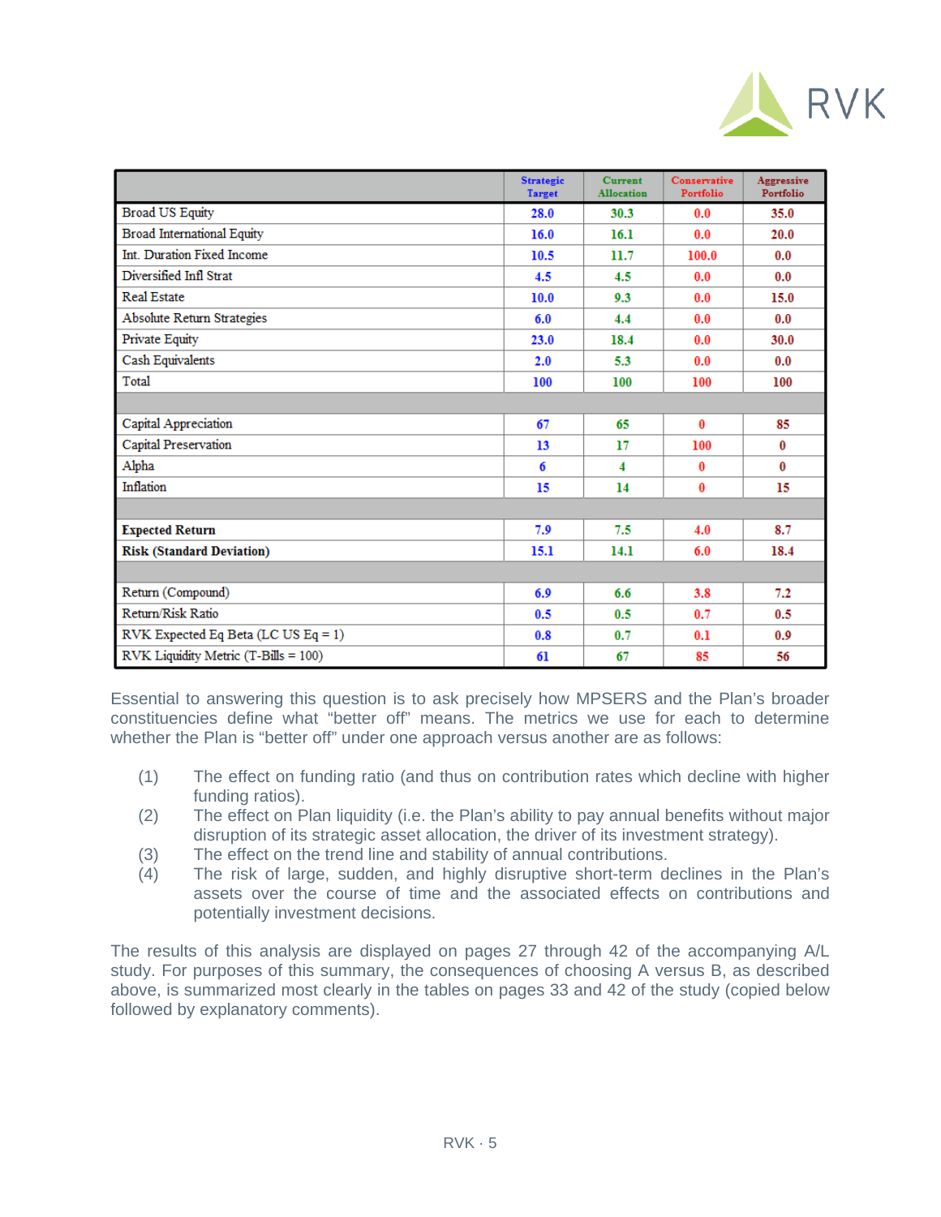| | Strategic Target | Current Allocation | Conservative Portfolio | Aggressive Portfolio |
|---|---|---|---|---|
| Broad US Equity | 28.0 | 30.3 | 0.0 | 35.0 |
| Broad International Equity | 16.0 | 16.1 | 0.0 | 20.0 |
| Int. Duration Fixed Income | 10.5 | 11.7 | 100.0 | 0.0 |
| Diversified Infl Strat | 4.5 | 4.5 | 0.0 | 0.0 |
| Real Estate | 10.0 | 9.3 | 0.0 | 15.0 |
| Absolute Return Strategies | 6.0 | 4.4 | 0.0 | 0.0 |
| Private Equity | 23.0 | 18.4 | 0.0 | 30.0 |
| Cash Equivalents | 2.0 | 5.3 | 0.0 | 0.0 |
| Total | 100 | 100 | 100 | 100 |
| | | | | |
| Capital Appreciation | 67 | 65 | 0 | 85 |
| Capital Preservation | 13 | 17 | 100 | 0 |
| Alpha | 6 | 4 | 0 | 0 |
| Inflation | 15 | 14 | 0 | 15 |
| | | | | |
| **Expected Return** | 7.9 | 7.5 | 4.0 | 8.7 |
| **Risk (Standard Deviation)** | 15.1 | 14.1 | 6.0 | 18.4 |
| | | | | |
| Return (Compound) | 6.9 | 6.6 | 3.8 | 7.2 |
| Return/Risk Ratio | 0.5 | 0.5 | 0.7 | 0.5 |
| RVK Expected Eq Beta (LC US Eq = 1) | 0.8 | 0.7 | 0.1 | 0.9 |
| RVK Liquidity Metric (T-Bills = 100) | 61 | 67 | 85 | 56 |

Essential to answering this question is to ask precisely how MPSERS and the Plan's broader constituencies define what "better off" means. The metrics we use for each to determine whether the Plan is "better off" under one approach versus another are as follows:

(1) The effect on funding ratio (and thus on contribution rates which decline with higher funding ratios).

(2) The effect on Plan liquidity (i.e. the Plan's ability to pay annual benefits without major disruption of its strategic asset allocation, the driver of its investment strategy).

(3) The effect on the trend line and stability of annual contributions.

(4) The risk of large, sudden, and highly disruptive short-term declines in the Plan's assets over the course of time and the associated effects on contributions and potentially investment decisions.

The results of this analysis are displayed on pages 27 through 42 of the accompanying A/L study. For purposes of this summary, the consequences of choosing A versus B, as described above, is summarized most clearly in the tables on pages 33 and 42 of the study (copied below followed by explanatory comments).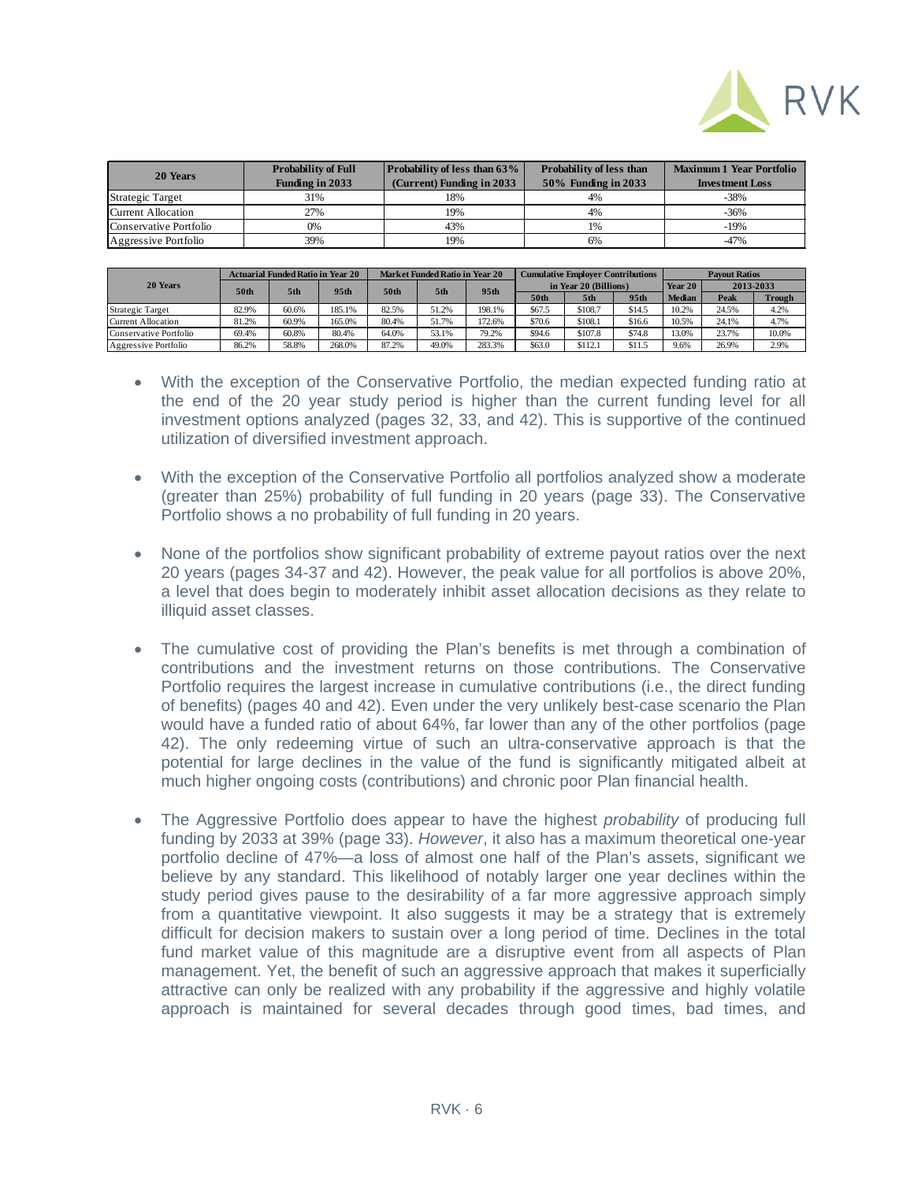| 20 Years | Probability of Full Funding in 2033 | Probability of less than 63% (Current) Funding in 2033 | Probability of less than 50% Funding in 2033 | Maximum 1 Year Portfolio Investment Loss |
|---|---|---|---|---|
| Strategic Target | 31% | 18% | 4% | -38% |
| Current Allocation | 27% | 19% | 4% | -36% |
| Conservative Portfolio | 0% | 43% | 1% | -19% |
| Aggressive Portfolio | 39% | 19% | 6% | -47% |

| 20 Years | Actuarial Funded Ratio in Year 20 | | | Market Funded Ratio in Year 20 | | | Cumulative Employer Contributions in Year 20 (Billions) | | | Payout Ratios | | |
|---|---|---|---|---|---|---|---|---|---|---|---|---|
| | | | | | | | | | | Year 20 | 2013-2033 | |
| | 50th | 5th | 95th | 50th | 5th | 95th | 50th | 5th | 95th | Median | Peak | Trough |
| Strategic Target | 82.9% | 60.6% | 185.1% | 82.5% | 51.2% | 198.1% | $67.5 | $108.7 | $14.5 | 10.2% | 24.5% | 4.2% |
| Current Allocation | 81.2% | 60.9% | 165.0% | 80.4% | 51.7% | 172.6% | $70.6 | $108.1 | $16.6 | 10.5% | 24.1% | 4.7% |
| Conservative Portfolio | 69.4% | 60.8% | 80.4% | 64.0% | 53.1% | 79.2% | $94.6 | $107.8 | $74.8 | 13.0% | 23.7% | 10.0% |
| Aggressive Portfolio | 86.2% | 58.8% | 268.0% | 87.2% | 49.0% | 283.3% | $63.0 | $112.1 | $11.5 | 9.6% | 26.9% | 2.9% |

- With the exception of the Conservative Portfolio, the median expected funding ratio at the end of the 20 year study period is higher than the current funding level for all investment options analyzed (pages 32, 33, and 42). This is supportive of the continued utilization of diversified investment approach.

- With the exception of the Conservative Portfolio all portfolios analyzed show a moderate (greater than 25%) probability of full funding in 20 years (page 33). The Conservative Portfolio shows a no probability of full funding in 20 years.

- None of the portfolios show significant probability of extreme payout ratios over the next 20 years (pages 34-37 and 42). However, the peak value for all portfolios is above 20%, a level that does begin to moderately inhibit asset allocation decisions as they relate to illiquid asset classes.

- The cumulative cost of providing the Plan's benefits is met through a combination of contributions and the investment returns on those contributions. The Conservative Portfolio requires the largest increase in cumulative contributions (i.e., the direct funding of benefits) (pages 40 and 42). Even under the very unlikely best-case scenario the Plan would have a funded ratio of about 64%, far lower than any of the other portfolios (page 42). The only redeeming virtue of such an ultra-conservative approach is that the potential for large declines in the value of the fund is significantly mitigated albeit at much higher ongoing costs (contributions) and chronic poor Plan financial health.

- The Aggressive Portfolio does appear to have the highest *probability* of producing full funding by 2033 at 39% (page 33). *However*, it also has a maximum theoretical one-year portfolio decline of 47%—a loss of almost one half of the Plan's assets, significant we believe by any standard. This likelihood of notably larger one year declines within the study period gives pause to the desirability of a far more aggressive approach simply from a quantitative viewpoint. It also suggests it may be a strategy that is extremely difficult for decision makers to sustain over a long period of time. Declines in the total fund market value of this magnitude are a disruptive event from all aspects of Plan management. Yet, the benefit of such an aggressive approach that makes it superficially attractive can only be realized with any probability if the aggressive and highly volatile approach is maintained for several decades through good times, bad times, and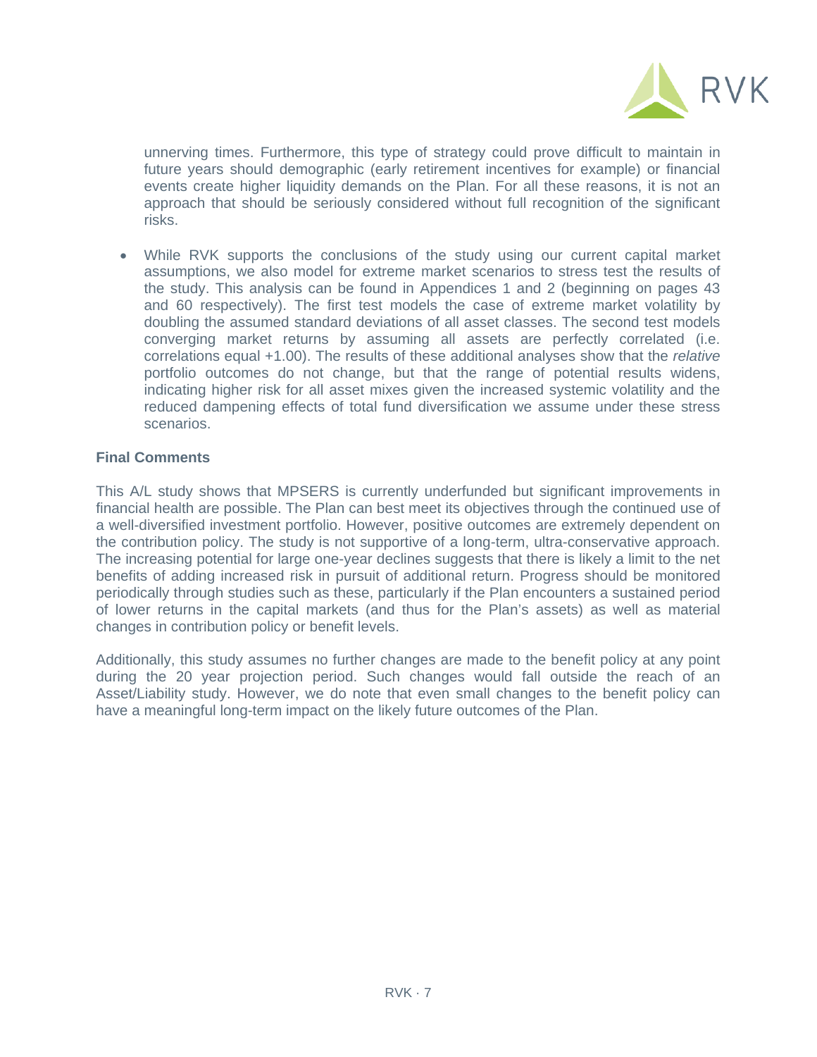unnerving times. Furthermore, this type of strategy could prove difficult to maintain in future years should demographic (early retirement incentives for example) or financial events create higher liquidity demands on the Plan. For all these reasons, it is not an approach that should be seriously considered without full recognition of the significant risks.

- While RVK supports the conclusions of the study using our current capital market assumptions, we also model for extreme market scenarios to stress test the results of the study. This analysis can be found in Appendices 1 and 2 (beginning on pages 43 and 60 respectively). The first test models the case of extreme market volatility by doubling the assumed standard deviations of all asset classes. The second test models converging market returns by assuming all assets are perfectly correlated (i.e. correlations equal +1.00). The results of these additional analyses show that the *relative* portfolio outcomes do not change, but that the range of potential results widens, indicating higher risk for all asset mixes given the increased systemic volatility and the reduced dampening effects of total fund diversification we assume under these stress scenarios.

**Final Comments**

This A/L study shows that MPSERS is currently underfunded but significant improvements in financial health are possible. The Plan can best meet its objectives through the continued use of a well-diversified investment portfolio. However, positive outcomes are extremely dependent on the contribution policy. The study is not supportive of a long-term, ultra-conservative approach. The increasing potential for large one-year declines suggests that there is likely a limit to the net benefits of adding increased risk in pursuit of additional return. Progress should be monitored periodically through studies such as these, particularly if the Plan encounters a sustained period of lower returns in the capital markets (and thus for the Plan's assets) as well as material changes in contribution policy or benefit levels.

Additionally, this study assumes no further changes are made to the benefit policy at any point during the 20 year projection period. Such changes would fall outside the reach of an Asset/Liability study. However, we do note that even small changes to the benefit policy can have a meaningful long-term impact on the likely future outcomes of the Plan.